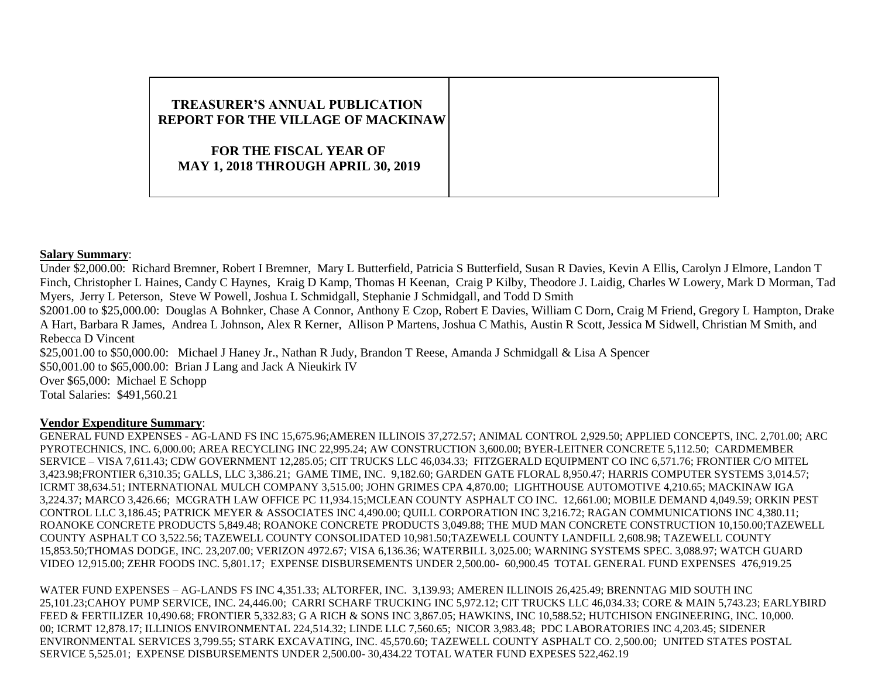# TREASURER'S ANNUAL PUBLICATION REPORT FOR THE VILLAGE OF MACKINAW

## FOR THE FISCAL YEAR OF MAY 1, 2018 THROUGH APRIL 30, 2019

**Salary Summary**:

Under $2,000.00: Richard Bremner, Robert I Bremner, Mary L Butterfield, Patricia S Butterfield, Susan R Davies, Kevin A Ellis, Carolyn J Elmore, Landon T Finch, Christopher L Haines, Candy C Haynes, Kraig D Kamp, Thomas H Keenan, Craig P Kilby, Theodore J. Laidig, Charles W Lowery, Mark D Morman, Tad Myers, Jerry L Peterson, Steve W Powell, Joshua L Schmidgall, Stephanie J Schmidgall, and Todd D Smith

$2001.00 to $25,000.00: Douglas A Bohnker, Chase A Connor, Anthony E Czop, Robert E Davies, William C Dorn, Craig M Friend, Gregory L Hampton, Drake A Hart, Barbara R James, Andrea L Johnson, Alex R Kerner, Allison P Martens, Joshua C Mathis, Austin R Scott, Jessica M Sidwell, Christian M Smith, and Rebecca D Vincent

$25,001.00 to $50,000.00: Michael J Haney Jr., Nathan R Judy, Brandon T Reese, Amanda J Schmidgall & Lisa A Spencer

$50,001.00 to $65,000.00: Brian J Lang and Jack A Nieukirk IV

Over $65,000: Michael E Schopp

Total Salaries: $491,560.21

**Vendor Expenditure Summary**:

GENERAL FUND EXPENSES - AG-LAND FS INC 15,675.96;AMEREN ILLINOIS 37,272.57; ANIMAL CONTROL 2,929.50; APPLIED CONCEPTS, INC. 2,701.00; ARC PYROTECHNICS, INC. 6,000.00; AREA RECYCLING INC 22,995.24; AW CONSTRUCTION 3,600.00; BYER-LEITNER CONCRETE 5,112.50; CARDMEMBER SERVICE – VISA 7,611.43; CDW GOVERNMENT 12,285.05; CIT TRUCKS LLC 46,034.33; FITZGERALD EQUIPMENT CO INC 6,571.76; FRONTIER C/O MITEL 3,423.98;FRONTIER 6,310.35; GALLS, LLC 3,386.21; GAME TIME, INC. 9,182.60; GARDEN GATE FLORAL 8,950.47; HARRIS COMPUTER SYSTEMS 3,014.57; ICRMT 38,634.51; INTERNATIONAL MULCH COMPANY 3,515.00; JOHN GRIMES CPA 4,870.00; LIGHTHOUSE AUTOMOTIVE 4,210.65; MACKINAW IGA 3,224.37; MARCO 3,426.66; MCGRATH LAW OFFICE PC 11,934.15;MCLEAN COUNTY ASPHALT CO INC. 12,661.00; MOBILE DEMAND 4,049.59; ORKIN PEST CONTROL LLC 3,186.45; PATRICK MEYER & ASSOCIATES INC 4,490.00; QUILL CORPORATION INC 3,216.72; RAGAN COMMUNICATIONS INC 4,380.11; ROANOKE CONCRETE PRODUCTS 5,849.48; ROANOKE CONCRETE PRODUCTS 3,049.88; THE MUD MAN CONCRETE CONSTRUCTION 10,150.00;TAZEWELL COUNTY ASPHALT CO 3,522.56; TAZEWELL COUNTY CONSOLIDATED 10,981.50;TAZEWELL COUNTY LANDFILL 2,608.98; TAZEWELL COUNTY 15,853.50;THOMAS DODGE, INC. 23,207.00; VERIZON 4972.67; VISA 6,136.36; WATERBILL 3,025.00; WARNING SYSTEMS SPEC. 3,088.97; WATCH GUARD VIDEO 12,915.00; ZEHR FOODS INC. 5,801.17; EXPENSE DISBURSEMENTS UNDER 2,500.00- 60,900.45 TOTAL GENERAL FUND EXPENSES 476,919.25

WATER FUND EXPENSES – AG-LANDS FS INC 4,351.33; ALTORFER, INC. 3,139.93; AMEREN ILLINOIS 26,425.49; BRENNTAG MID SOUTH INC 25,101.23;CAHOY PUMP SERVICE, INC. 24,446.00; CARRI SCHARF TRUCKING INC 5,972.12; CIT TRUCKS LLC 46,034.33; CORE & MAIN 5,743.23; EARLYBIRD FEED & FERTILIZER 10,490.68; FRONTIER 5,332.83; G A RICH & SONS INC 3,867.05; HAWKINS, INC 10,588.52; HUTCHISON ENGINEERING, INC. 10,000. 00; ICRMT 12,878.17; ILLINIOS ENVIRONMENTAL 224,514.32; LINDE LLC 7,560.65; NICOR 3,983.48; PDC LABORATORIES INC 4,203.45; SIDENER ENVIRONMENTAL SERVICES 3,799.55; STARK EXCAVATING, INC. 45,570.60; TAZEWELL COUNTY ASPHALT CO. 2,500.00; UNITED STATES POSTAL SERVICE 5,525.01; EXPENSE DISBURSEMENTS UNDER 2,500.00- 30,434.22 TOTAL WATER FUND EXPESES 522,462.19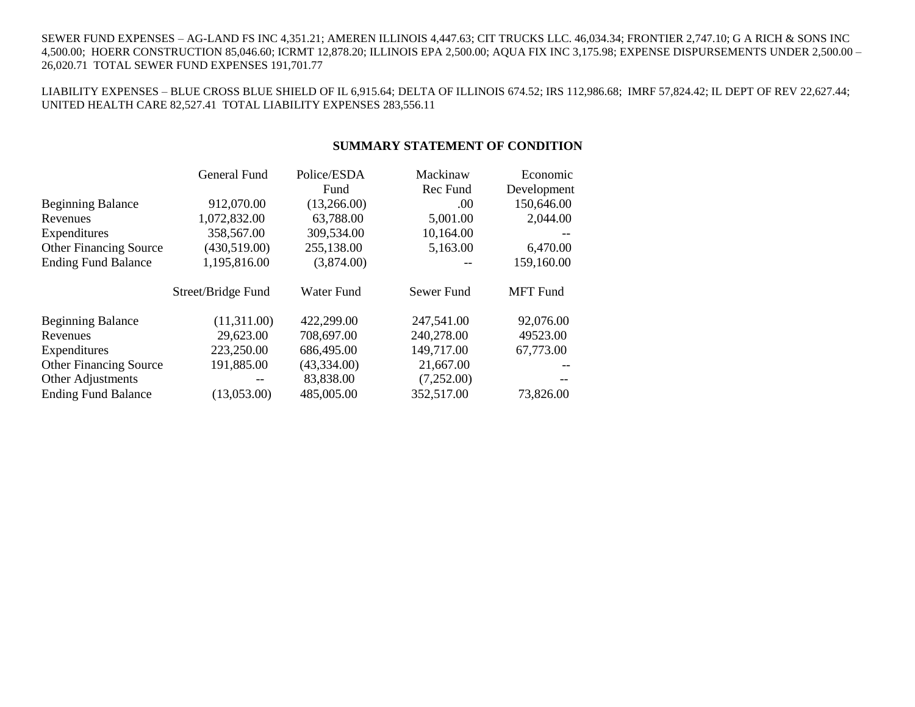SEWER FUND EXPENSES – AG-LAND FS INC 4,351.21; AMEREN ILLINOIS 4,447.63; CIT TRUCKS LLC. 46,034.34; FRONTIER 2,747.10; G A RICH & SONS INC 4,500.00; HOERR CONSTRUCTION 85,046.60; ICRMT 12,878.20; ILLINOIS EPA 2,500.00; AQUA FIX INC 3,175.98; EXPENSE DISPURSEMENTS UNDER 2,500.00 – 26,020.71 TOTAL SEWER FUND EXPENSES 191,701.77

LIABILITY EXPENSES – BLUE CROSS BLUE SHIELD OF IL 6,915.64; DELTA OF ILLINOIS 674.52; IRS 112,986.68; IMRF 57,824.42; IL DEPT OF REV 22,627.44; UNITED HEALTH CARE 82,527.41 TOTAL LIABILITY EXPENSES 283,556.11

## SUMMARY STATEMENT OF CONDITION

| | General Fund | Police/ESDA Fund | Mackinaw Rec Fund | Economic Development |
|---|---|---|---|---|
| Beginning Balance | 912,070.00 | (13,266.00) | .00 | 150,646.00 |
| Revenues | 1,072,832.00 | 63,788.00 | 5,001.00 | 2,044.00 |
| Expenditures | 358,567.00 | 309,534.00 | 10,164.00 | -- |
| Other Financing Source | (430,519.00) | 255,138.00 | 5,163.00 | 6,470.00 |
| Ending Fund Balance | 1,195,816.00 | (3,874.00) | -- | 159,160.00 |

| | Street/Bridge Fund | Water Fund | Sewer Fund | MFT Fund |
|---|---|---|---|---|
| Beginning Balance | (11,311.00) | 422,299.00 | 247,541.00 | 92,076.00 |
| Revenues | 29,623.00 | 708,697.00 | 240,278.00 | 49523.00 |
| Expenditures | 223,250.00 | 686,495.00 | 149,717.00 | 67,773.00 |
| Other Financing Source | 191,885.00 | (43,334.00) | 21,667.00 | -- |
| Other Adjustments | -- | 83,838.00 | (7,252.00) | -- |
| Ending Fund Balance | (13,053.00) | 485,005.00 | 352,517.00 | 73,826.00 |